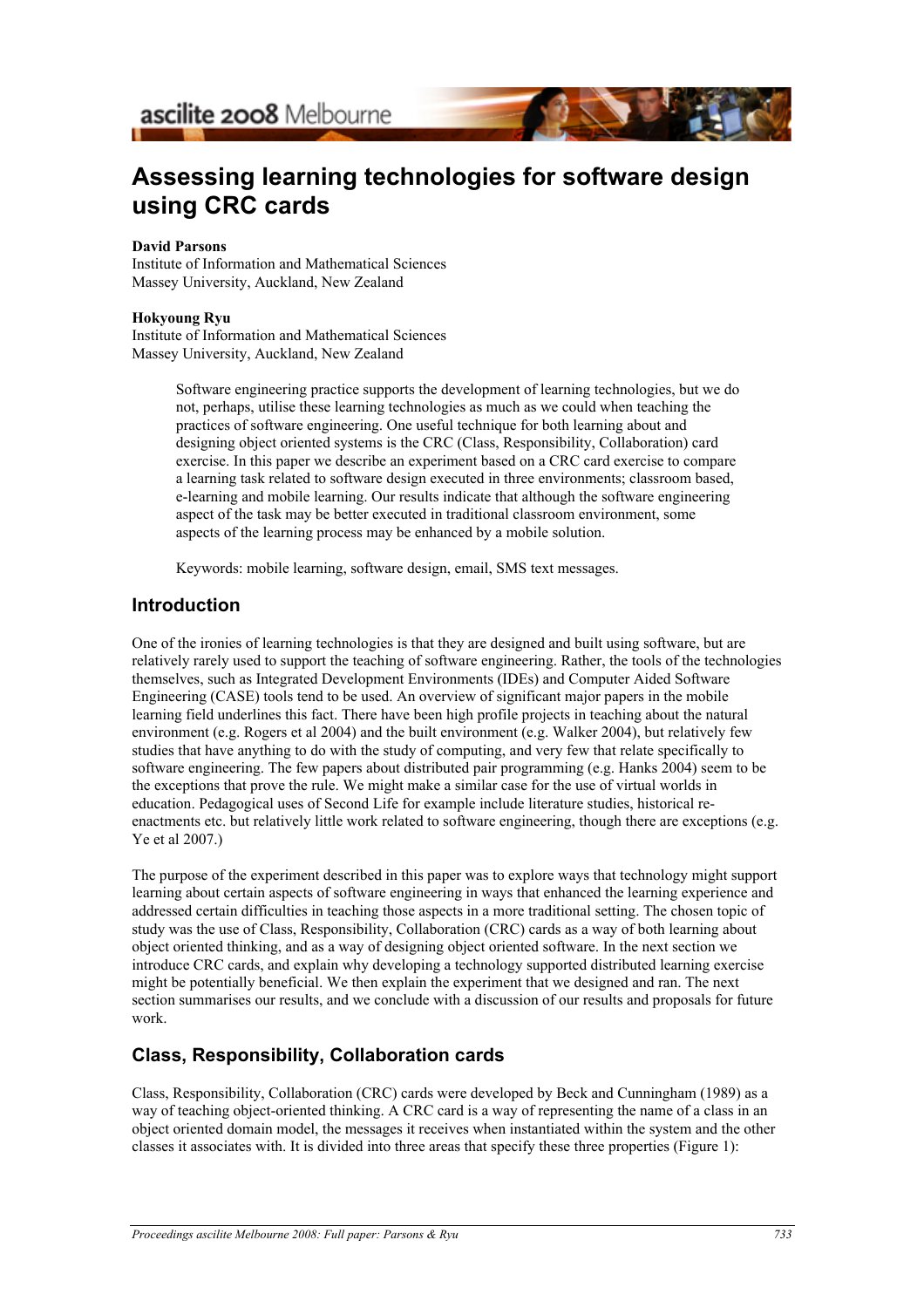# Assessing learning technologies for software design using CRC cards

**David Parsons**
Institute of Information and Mathematical Sciences
Massey University, Auckland, New Zealand

**Hokyoung Ryu**
Institute of Information and Mathematical Sciences
Massey University, Auckland, New Zealand

> Software engineering practice supports the development of learning technologies, but we do not, perhaps, utilise these learning technologies as much as we could when teaching the practices of software engineering. One useful technique for both learning about and designing object oriented systems is the CRC (Class, Responsibility, Collaboration) card exercise. In this paper we describe an experiment based on a CRC card exercise to compare a learning task related to software design executed in three environments; classroom based, e-learning and mobile learning. Our results indicate that although the software engineering aspect of the task may be better executed in traditional classroom environment, some aspects of the learning process may be enhanced by a mobile solution.
>
> Keywords: mobile learning, software design, email, SMS text messages.

## Introduction

One of the ironies of learning technologies is that they are designed and built using software, but are relatively rarely used to support the teaching of software engineering. Rather, the tools of the technologies themselves, such as Integrated Development Environments (IDEs) and Computer Aided Software Engineering (CASE) tools tend to be used. An overview of significant major papers in the mobile learning field underlines this fact. There have been high profile projects in teaching about the natural environment (e.g. Rogers et al 2004) and the built environment (e.g. Walker 2004), but relatively few studies that have anything to do with the study of computing, and very few that relate specifically to software engineering. The few papers about distributed pair programming (e.g. Hanks 2004) seem to be the exceptions that prove the rule. We might make a similar case for the use of virtual worlds in education. Pedagogical uses of Second Life for example include literature studies, historical re-enactments etc. but relatively little work related to software engineering, though there are exceptions (e.g. Ye et al 2007.)

The purpose of the experiment described in this paper was to explore ways that technology might support learning about certain aspects of software engineering in ways that enhanced the learning experience and addressed certain difficulties in teaching those aspects in a more traditional setting. The chosen topic of study was the use of Class, Responsibility, Collaboration (CRC) cards as a way of both learning about object oriented thinking, and as a way of designing object oriented software. In the next section we introduce CRC cards, and explain why developing a technology supported distributed learning exercise might be potentially beneficial. We then explain the experiment that we designed and ran. The next section summarises our results, and we conclude with a discussion of our results and proposals for future work.

## Class, Responsibility, Collaboration cards

Class, Responsibility, Collaboration (CRC) cards were developed by Beck and Cunningham (1989) as a way of teaching object-oriented thinking. A CRC card is a way of representing the name of a class in an object oriented domain model, the messages it receives when instantiated within the system and the other classes it associates with. It is divided into three areas that specify these three properties (Figure 1):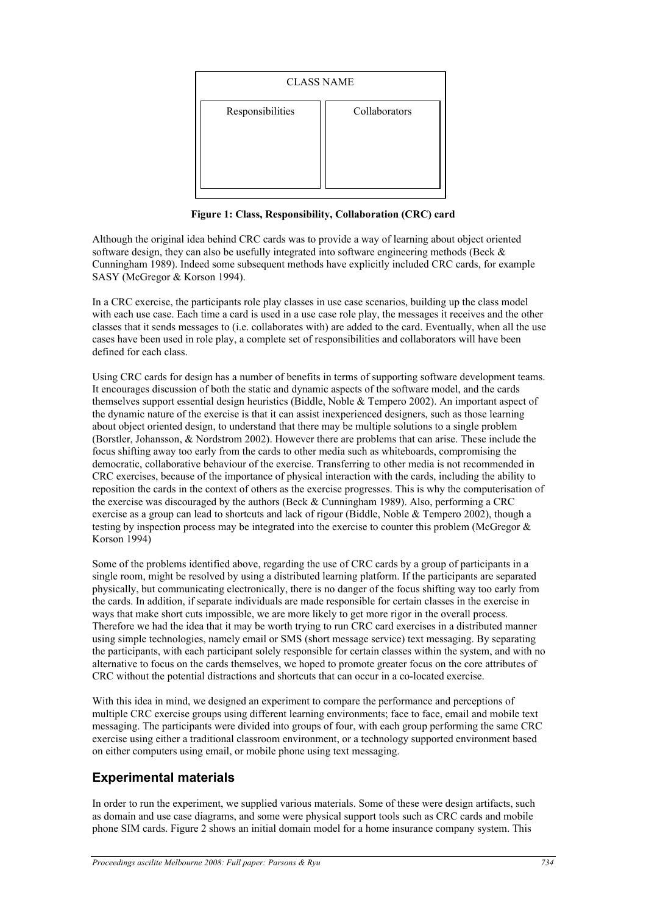| CLASS NAME | |
|---|---|
| Responsibilities | Collaborators |
| | |

**Figure 1: Class, Responsibility, Collaboration (CRC) card**

Although the original idea behind CRC cards was to provide a way of learning about object oriented software design, they can also be usefully integrated into software engineering methods (Beck & Cunningham 1989). Indeed some subsequent methods have explicitly included CRC cards, for example SASY (McGregor & Korson 1994).

In a CRC exercise, the participants role play classes in use case scenarios, building up the class model with each use case. Each time a card is used in a use case role play, the messages it receives and the other classes that it sends messages to (i.e. collaborates with) are added to the card. Eventually, when all the use cases have been used in role play, a complete set of responsibilities and collaborators will have been defined for each class.

Using CRC cards for design has a number of benefits in terms of supporting software development teams. It encourages discussion of both the static and dynamic aspects of the software model, and the cards themselves support essential design heuristics (Biddle, Noble & Tempero 2002). An important aspect of the dynamic nature of the exercise is that it can assist inexperienced designers, such as those learning about object oriented design, to understand that there may be multiple solutions to a single problem (Borstler, Johansson, & Nordstrom 2002). However there are problems that can arise. These include the focus shifting away too early from the cards to other media such as whiteboards, compromising the democratic, collaborative behaviour of the exercise. Transferring to other media is not recommended in CRC exercises, because of the importance of physical interaction with the cards, including the ability to reposition the cards in the context of others as the exercise progresses. This is why the computerisation of the exercise was discouraged by the authors (Beck & Cunningham 1989). Also, performing a CRC exercise as a group can lead to shortcuts and lack of rigour (Biddle, Noble & Tempero 2002), though a testing by inspection process may be integrated into the exercise to counter this problem (McGregor & Korson 1994)

Some of the problems identified above, regarding the use of CRC cards by a group of participants in a single room, might be resolved by using a distributed learning platform. If the participants are separated physically, but communicating electronically, there is no danger of the focus shifting way too early from the cards. In addition, if separate individuals are made responsible for certain classes in the exercise in ways that make short cuts impossible, we are more likely to get more rigor in the overall process. Therefore we had the idea that it may be worth trying to run CRC card exercises in a distributed manner using simple technologies, namely email or SMS (short message service) text messaging. By separating the participants, with each participant solely responsible for certain classes within the system, and with no alternative to focus on the cards themselves, we hoped to promote greater focus on the core attributes of CRC without the potential distractions and shortcuts that can occur in a co-located exercise.

With this idea in mind, we designed an experiment to compare the performance and perceptions of multiple CRC exercise groups using different learning environments; face to face, email and mobile text messaging. The participants were divided into groups of four, with each group performing the same CRC exercise using either a traditional classroom environment, or a technology supported environment based on either computers using email, or mobile phone using text messaging.

## Experimental materials

In order to run the experiment, we supplied various materials. Some of these were design artifacts, such as domain and use case diagrams, and some were physical support tools such as CRC cards and mobile phone SIM cards. Figure 2 shows an initial domain model for a home insurance company system. This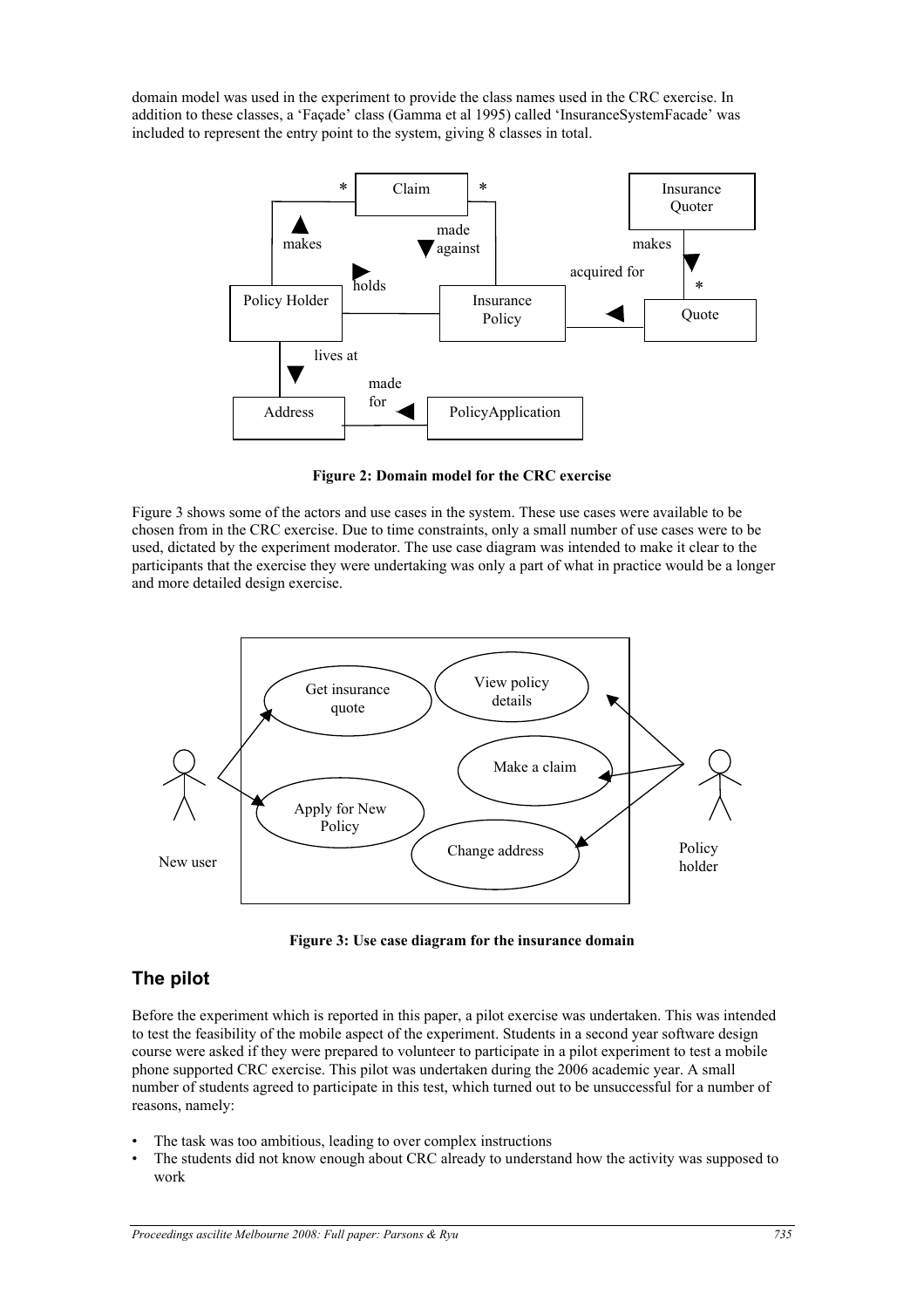domain model was used in the experiment to provide the class names used in the CRC exercise. In addition to these classes, a 'Façade' class (Gamma et al 1995) called 'InsuranceSystemFacade' was included to represent the entry point to the system, giving 8 classes in total.

**Figure 2: Domain model for the CRC exercise**

Figure 3 shows some of the actors and use cases in the system. These use cases were available to be chosen from in the CRC exercise. Due to time constraints, only a small number of use cases were to be used, dictated by the experiment moderator. The use case diagram was intended to make it clear to the participants that the exercise they were undertaking was only a part of what in practice would be a longer and more detailed design exercise.

**Figure 3: Use case diagram for the insurance domain**

## The pilot

Before the experiment which is reported in this paper, a pilot exercise was undertaken. This was intended to test the feasibility of the mobile aspect of the experiment. Students in a second year software design course were asked if they were prepared to volunteer to participate in a pilot experiment to test a mobile phone supported CRC exercise. This pilot was undertaken during the 2006 academic year. A small number of students agreed to participate in this test, which turned out to be unsuccessful for a number of reasons, namely:

- The task was too ambitious, leading to over complex instructions
- The students did not know enough about CRC already to understand how the activity was supposed to work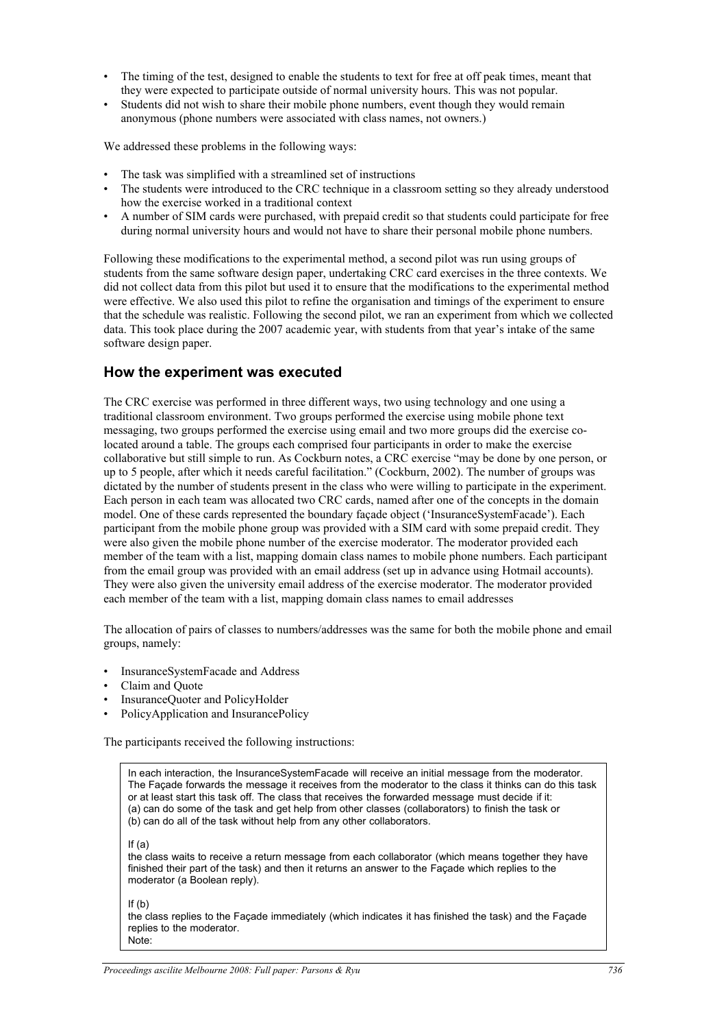- The timing of the test, designed to enable the students to text for free at off peak times, meant that they were expected to participate outside of normal university hours. This was not popular.
- Students did not wish to share their mobile phone numbers, event though they would remain anonymous (phone numbers were associated with class names, not owners.)

We addressed these problems in the following ways:

- The task was simplified with a streamlined set of instructions
- The students were introduced to the CRC technique in a classroom setting so they already understood how the exercise worked in a traditional context
- A number of SIM cards were purchased, with prepaid credit so that students could participate for free during normal university hours and would not have to share their personal mobile phone numbers.

Following these modifications to the experimental method, a second pilot was run using groups of students from the same software design paper, undertaking CRC card exercises in the three contexts. We did not collect data from this pilot but used it to ensure that the modifications to the experimental method were effective. We also used this pilot to refine the organisation and timings of the experiment to ensure that the schedule was realistic. Following the second pilot, we ran an experiment from which we collected data. This took place during the 2007 academic year, with students from that year's intake of the same software design paper.

## How the experiment was executed

The CRC exercise was performed in three different ways, two using technology and one using a traditional classroom environment. Two groups performed the exercise using mobile phone text messaging, two groups performed the exercise using email and two more groups did the exercise co-located around a table. The groups each comprised four participants in order to make the exercise collaborative but still simple to run. As Cockburn notes, a CRC exercise "may be done by one person, or up to 5 people, after which it needs careful facilitation." (Cockburn, 2002). The number of groups was dictated by the number of students present in the class who were willing to participate in the experiment. Each person in each team was allocated two CRC cards, named after one of the concepts in the domain model. One of these cards represented the boundary façade object ('InsuranceSystemFacade'). Each participant from the mobile phone group was provided with a SIM card with some prepaid credit. They were also given the mobile phone number of the exercise moderator. The moderator provided each member of the team with a list, mapping domain class names to mobile phone numbers. Each participant from the email group was provided with an email address (set up in advance using Hotmail accounts). They were also given the university email address of the exercise moderator. The moderator provided each member of the team with a list, mapping domain class names to email addresses

The allocation of pairs of classes to numbers/addresses was the same for both the mobile phone and email groups, namely:

- InsuranceSystemFacade and Address
- Claim and Quote
- InsuranceQuoter and PolicyHolder
- PolicyApplication and InsurancePolicy

The participants received the following instructions:

> In each interaction, the InsuranceSystemFacade will receive an initial message from the moderator. The Façade forwards the message it receives from the moderator to the class it thinks can do this task or at least start this task off. The class that receives the forwarded message must decide if it:
> (a) can do some of the task and get help from other classes (collaborators) to finish the task or
> (b) can do all of the task without help from any other collaborators.
>
> If (a)
> the class waits to receive a return message from each collaborator (which means together they have finished their part of the task) and then it returns an answer to the Façade which replies to the moderator (a Boolean reply).
>
> If (b)
> the class replies to the Façade immediately (which indicates it has finished the task) and the Façade replies to the moderator.
> Note: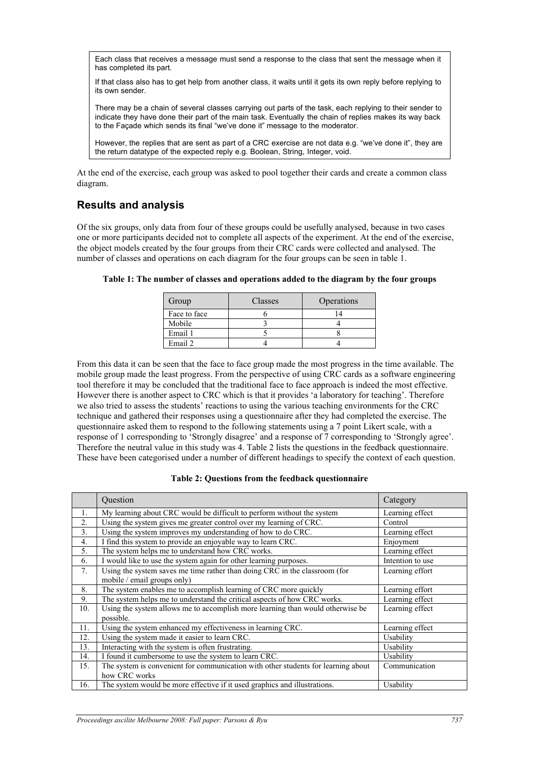> Each class that receives a message must send a response to the class that sent the message when it has completed its part.
>
> If that class also has to get help from another class, it waits until it gets its own reply before replying to its own sender.
>
> There may be a chain of several classes carrying out parts of the task, each replying to their sender to indicate they have done their part of the main task. Eventually the chain of replies makes its way back to the Façade which sends its final "we've done it" message to the moderator.
>
> However, the replies that are sent as part of a CRC exercise are not data e.g. "we've done it", they are the return datatype of the expected reply e.g. Boolean, String, Integer, void.

At the end of the exercise, each group was asked to pool together their cards and create a common class diagram.

## Results and analysis

Of the six groups, only data from four of these groups could be usefully analysed, because in two cases one or more participants decided not to complete all aspects of the experiment. At the end of the exercise, the object models created by the four groups from their CRC cards were collected and analysed. The number of classes and operations on each diagram for the four groups can be seen in table 1.

**Table 1: The number of classes and operations added to the diagram by the four groups**

| Group | Classes | Operations |
|---|---|---|
| Face to face | 6 | 14 |
| Mobile | 3 | 4 |
| Email 1 | 5 | 8 |
| Email 2 | 4 | 4 |

From this data it can be seen that the face to face group made the most progress in the time available. The mobile group made the least progress. From the perspective of using CRC cards as a software engineering tool therefore it may be concluded that the traditional face to face approach is indeed the most effective. However there is another aspect to CRC which is that it provides 'a laboratory for teaching'. Therefore we also tried to assess the students' reactions to using the various teaching environments for the CRC technique and gathered their responses using a questionnaire after they had completed the exercise. The questionnaire asked them to respond to the following statements using a 7 point Likert scale, with a response of 1 corresponding to 'Strongly disagree' and a response of 7 corresponding to 'Strongly agree'. Therefore the neutral value in this study was 4. Table 2 lists the questions in the feedback questionnaire. These have been categorised under a number of different headings to specify the context of each question.

**Table 2: Questions from the feedback questionnaire**

| | Question | Category |
|---|---|---|
| 1. | My learning about CRC would be difficult to perform without the system | Learning effect |
| 2. | Using the system gives me greater control over my learning of CRC. | Control |
| 3. | Using the system improves my understanding of how to do CRC. | Learning effect |
| 4. | I find this system to provide an enjoyable way to learn CRC. | Enjoyment |
| 5. | The system helps me to understand how CRC works. | Learning effect |
| 6. | I would like to use the system again for other learning purposes. | Intention to use |
| 7. | Using the system saves me time rather than doing CRC in the classroom (for mobile / email groups only) | Learning effort |
| 8. | The system enables me to accomplish learning of CRC more quickly | Learning effort |
| 9. | The system helps me to understand the critical aspects of how CRC works. | Learning effect |
| 10. | Using the system allows me to accomplish more learning than would otherwise be possible. | Learning effect |
| 11. | Using the system enhanced my effectiveness in learning CRC. | Learning effect |
| 12. | Using the system made it easier to learn CRC. | Usability |
| 13. | Interacting with the system is often frustrating. | Usability |
| 14. | I found it cumbersome to use the system to learn CRC. | Usability |
| 15. | The system is convenient for communication with other students for learning about how CRC works | Communication |
| 16. | The system would be more effective if it used graphics and illustrations. | Usability |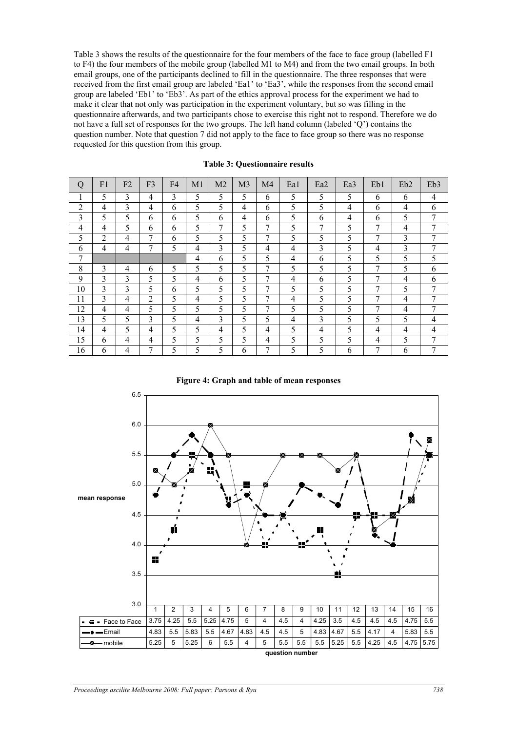Table 3 shows the results of the questionnaire for the four members of the face to face group (labelled F1 to F4) the four members of the mobile group (labelled M1 to M4) and from the two email groups. In both email groups, one of the participants declined to fill in the questionnaire. The three responses that were received from the first email group are labeled 'Ea1' to 'Ea3', while the responses from the second email group are labeled 'Eb1' to 'Eb3'. As part of the ethics approval process for the experiment we had to make it clear that not only was participation in the experiment voluntary, but so was filling in the questionnaire afterwards, and two participants chose to exercise this right not to respond. Therefore we do not have a full set of responses for the two groups. The left hand column (labeled 'Q') contains the question number. Note that question 7 did not apply to the face to face group so there was no response requested for this question from this group.

**Table 3: Questionnaire results**

| Q | F1 | F2 | F3 | F4 | M1 | M2 | M3 | M4 | Ea1 | Ea2 | Ea3 | Eb1 | Eb2 | Eb3 |
|---|---|---|---|---|---|---|---|---|---|---|---|---|---|---|
| 1 | 5 | 3 | 4 | 3 | 5 | 5 | 5 | 6 | 5 | 5 | 5 | 6 | 6 | 4 |
| 2 | 4 | 3 | 4 | 6 | 5 | 5 | 4 | 6 | 5 | 5 | 4 | 6 | 4 | 6 |
| 3 | 5 | 5 | 6 | 6 | 5 | 6 | 4 | 6 | 5 | 6 | 4 | 6 | 5 | 7 |
| 4 | 4 | 5 | 6 | 6 | 5 | 7 | 5 | 7 | 5 | 7 | 5 | 7 | 4 | 7 |
| 5 | 2 | 4 | 7 | 6 | 5 | 5 | 5 | 7 | 5 | 5 | 5 | 7 | 3 | 7 |
| 6 | 4 | 4 | 7 | 5 | 4 | 3 | 5 | 4 | 4 | 3 | 5 | 4 | 3 | 7 |
| 7 | | | | | 4 | 6 | 5 | 5 | 4 | 6 | 5 | 5 | 5 | 5 |
| 8 | 3 | 4 | 6 | 5 | 5 | 5 | 5 | 7 | 5 | 5 | 5 | 7 | 5 | 6 |
| 9 | 3 | 3 | 5 | 5 | 4 | 6 | 5 | 7 | 4 | 6 | 5 | 7 | 4 | 6 |
| 10 | 3 | 3 | 5 | 6 | 5 | 5 | 5 | 7 | 5 | 5 | 5 | 7 | 5 | 7 |
| 11 | 3 | 4 | 2 | 5 | 4 | 5 | 5 | 7 | 4 | 5 | 5 | 7 | 4 | 7 |
| 12 | 4 | 4 | 5 | 5 | 5 | 5 | 5 | 7 | 5 | 5 | 5 | 7 | 4 | 7 |
| 13 | 5 | 5 | 3 | 5 | 4 | 3 | 5 | 5 | 4 | 3 | 5 | 5 | 5 | 4 |
| 14 | 4 | 5 | 4 | 5 | 5 | 4 | 5 | 4 | 5 | 4 | 5 | 4 | 4 | 4 |
| 15 | 6 | 4 | 4 | 5 | 5 | 5 | 5 | 4 | 5 | 5 | 5 | 4 | 5 | 7 |
| 16 | 6 | 4 | 7 | 5 | 5 | 5 | 6 | 7 | 5 | 5 | 6 | 7 | 6 | 7 |

**Figure 4: Graph and table of mean responses**

| question number | 1 | 2 | 3 | 4 | 5 | 6 | 7 | 8 | 9 | 10 | 11 | 12 | 13 | 14 | 15 | 16 |
|---|---|---|---|---|---|---|---|---|---|---|---|---|---|---|---|---|
| Face to Face | 3.75 | 4.25 | 5.5 | 5.25 | 4.75 | 5 | 4 | 4.5 | 4 | 4.25 | 3.5 | 4.5 | 4.5 | 4.5 | 4.75 | 5.5 |
| Email | 4.83 | 5.5 | 5.83 | 5.5 | 4.67 | 4.83 | 4.5 | 4.5 | 5 | 4.83 | 4.67 | 5.5 | 4.17 | 4 | 5.83 | 5.5 |
| mobile | 5.25 | 5 | 5.25 | 6 | 5.5 | 4 | 5 | 5.5 | 5.5 | 5.5 | 5.25 | 5.5 | 4.25 | 4.5 | 4.75 | 5.75 |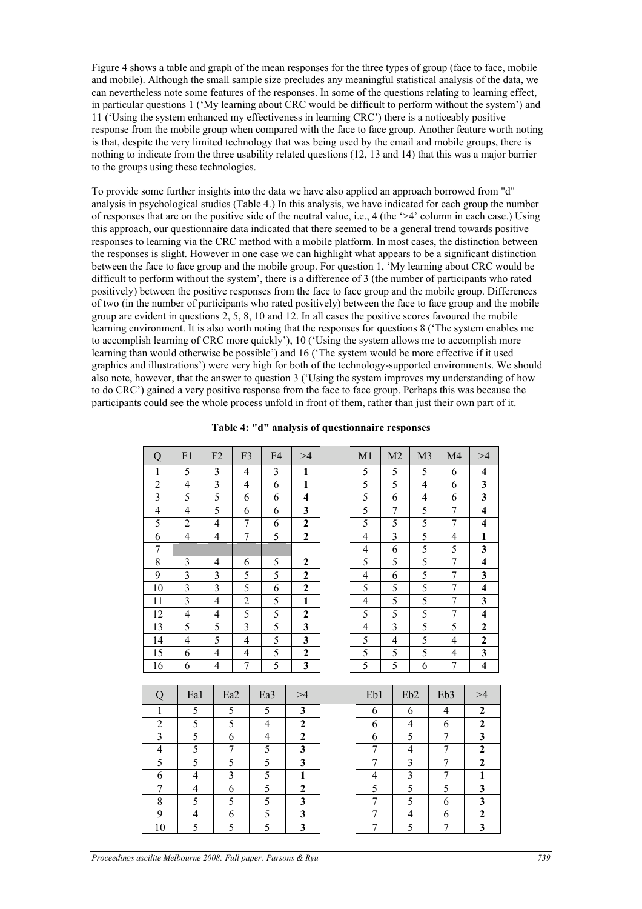Figure 4 shows a table and graph of the mean responses for the three types of group (face to face, mobile and mobile). Although the small sample size precludes any meaningful statistical analysis of the data, we can nevertheless note some features of the responses. In some of the questions relating to learning effect, in particular questions 1 ('My learning about CRC would be difficult to perform without the system') and 11 ('Using the system enhanced my effectiveness in learning CRC') there is a noticeably positive response from the mobile group when compared with the face to face group. Another feature worth noting is that, despite the very limited technology that was being used by the email and mobile groups, there is nothing to indicate from the three usability related questions (12, 13 and 14) that this was a major barrier to the groups using these technologies.

To provide some further insights into the data we have also applied an approach borrowed from "d" analysis in psychological studies (Table 4.) In this analysis, we have indicated for each group the number of responses that are on the positive side of the neutral value, i.e., 4 (the '>4' column in each case.) Using this approach, our questionnaire data indicated that there seemed to be a general trend towards positive responses to learning via the CRC method with a mobile platform. In most cases, the distinction between the responses is slight. However in one case we can highlight what appears to be a significant distinction between the face to face group and the mobile group. For question 1, 'My learning about CRC would be difficult to perform without the system', there is a difference of 3 (the number of participants who rated positively) between the positive responses from the face to face group and the mobile group. Differences of two (in the number of participants who rated positively) between the face to face group and the mobile group are evident in questions 2, 5, 8, 10 and 12. In all cases the positive scores favoured the mobile learning environment. It is also worth noting that the responses for questions 8 ('The system enables me to accomplish learning of CRC more quickly'), 10 ('Using the system allows me to accomplish more learning than would otherwise be possible') and 16 ('The system would be more effective if it used graphics and illustrations') were very high for both of the technology-supported environments. We should also note, however, that the answer to question 3 ('Using the system improves my understanding of how to do CRC') gained a very positive response from the face to face group. Perhaps this was because the participants could see the whole process unfold in front of them, rather than just their own part of it.

**Table 4: "d" analysis of questionnaire responses**

| Q | F1 | F2 | F3 | F4 | >4 | | M1 | M2 | M3 | M4 | >4 |
|---|---|---|---|---|---|---|---|---|---|---|---|
| 1 | 5 | 3 | 4 | 3 | **1** | | 5 | 5 | 5 | 6 | **4** |
| 2 | 4 | 3 | 4 | 6 | **1** | | 5 | 5 | 4 | 6 | **3** |
| 3 | 5 | 5 | 6 | 6 | **4** | | 5 | 6 | 4 | 6 | **3** |
| 4 | 4 | 5 | 6 | 6 | **3** | | 5 | 7 | 5 | 7 | **4** |
| 5 | 2 | 4 | 7 | 6 | **2** | | 5 | 5 | 5 | 7 | **4** |
| 6 | 4 | 4 | 7 | 5 | **2** | | 4 | 3 | 5 | 4 | **1** |
| 7 | | | | | | | 4 | 6 | 5 | 5 | **3** |
| 8 | 3 | 4 | 6 | 5 | **2** | | 5 | 5 | 5 | 7 | **4** |
| 9 | 3 | 3 | 5 | 5 | **2** | | 4 | 6 | 5 | 7 | **3** |
| 10 | 3 | 3 | 5 | 6 | **2** | | 5 | 5 | 5 | 7 | **4** |
| 11 | 3 | 4 | 2 | 5 | **1** | | 4 | 5 | 5 | 7 | **3** |
| 12 | 4 | 4 | 5 | 5 | **2** | | 5 | 5 | 5 | 7 | **4** |
| 13 | 5 | 5 | 3 | 5 | **3** | | 4 | 3 | 5 | 5 | **2** |
| 14 | 4 | 5 | 4 | 5 | **3** | | 5 | 4 | 5 | 4 | **2** |
| 15 | 6 | 4 | 4 | 5 | **2** | | 5 | 5 | 5 | 4 | **3** |
| 16 | 6 | 4 | 7 | 5 | **3** | | 5 | 5 | 6 | 7 | **4** |

| Q | Ea1 | Ea2 | Ea3 | >4 | | Eb1 | Eb2 | Eb3 | >4 |
|---|---|---|---|---|---|---|---|---|---|
| 1 | 5 | 5 | 5 | **3** | | 6 | 6 | 4 | **2** |
| 2 | 5 | 5 | 4 | **2** | | 6 | 4 | 6 | **2** |
| 3 | 5 | 6 | 4 | **2** | | 6 | 5 | 7 | **3** |
| 4 | 5 | 7 | 5 | **3** | | 7 | 4 | 7 | **2** |
| 5 | 5 | 5 | 5 | **3** | | 7 | 3 | 7 | **2** |
| 6 | 4 | 3 | 5 | **1** | | 4 | 3 | 7 | **1** |
| 7 | 4 | 6 | 5 | **2** | | 5 | 5 | 5 | **3** |
| 8 | 5 | 5 | 5 | **3** | | 7 | 5 | 6 | **3** |
| 9 | 4 | 6 | 5 | **3** | | 7 | 4 | 6 | **2** |
| 10 | 5 | 5 | 5 | **3** | | 7 | 5 | 7 | **3** |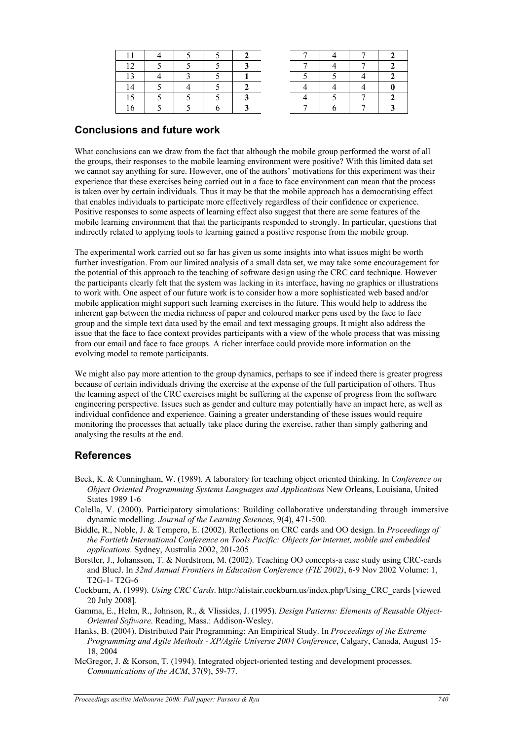| 11 | 4 | 5 | 5 | **2** | | 7 | 4 | 7 | **2** |
|---|---|---|---|---|---|---|---|---|---|
| 12 | 5 | 5 | 5 | **3** | | 7 | 4 | 7 | **2** |
| 13 | 4 | 3 | 5 | **1** | | 5 | 5 | 4 | **2** |
| 14 | 5 | 4 | 5 | **2** | | 4 | 4 | 4 | **0** |
| 15 | 5 | 5 | 5 | **3** | | 4 | 5 | 7 | **2** |
| 16 | 5 | 5 | 6 | **3** | | 7 | 6 | 7 | **3** |

## Conclusions and future work

What conclusions can we draw from the fact that although the mobile group performed the worst of all the groups, their responses to the mobile learning environment were positive? With this limited data set we cannot say anything for sure. However, one of the authors' motivations for this experiment was their experience that these exercises being carried out in a face to face environment can mean that the process is taken over by certain individuals. Thus it may be that the mobile approach has a democratising effect that enables individuals to participate more effectively regardless of their confidence or experience. Positive responses to some aspects of learning effect also suggest that there are some features of the mobile learning environment that that the participants responded to strongly. In particular, questions that indirectly related to applying tools to learning gained a positive response from the mobile group.

The experimental work carried out so far has given us some insights into what issues might be worth further investigation. From our limited analysis of a small data set, we may take some encouragement for the potential of this approach to the teaching of software design using the CRC card technique. However the participants clearly felt that the system was lacking in its interface, having no graphics or illustrations to work with. One aspect of our future work is to consider how a more sophisticated web based and/or mobile application might support such learning exercises in the future. This would help to address the inherent gap between the media richness of paper and coloured marker pens used by the face to face group and the simple text data used by the email and text messaging groups. It might also address the issue that the face to face context provides participants with a view of the whole process that was missing from our email and face to face groups. A richer interface could provide more information on the evolving model to remote participants.

We might also pay more attention to the group dynamics, perhaps to see if indeed there is greater progress because of certain individuals driving the exercise at the expense of the full participation of others. Thus the learning aspect of the CRC exercises might be suffering at the expense of progress from the software engineering perspective. Issues such as gender and culture may potentially have an impact here, as well as individual confidence and experience. Gaining a greater understanding of these issues would require monitoring the processes that actually take place during the exercise, rather than simply gathering and analysing the results at the end.

## References

Beck, K. & Cunningham, W. (1989). A laboratory for teaching object oriented thinking. In *Conference on Object Oriented Programming Systems Languages and Applications* New Orleans, Louisiana, United States 1989 1-6

Colella, V. (2000). Participatory simulations: Building collaborative understanding through immersive dynamic modelling. *Journal of the Learning Sciences*, 9(4), 471-500.

Biddle, R., Noble, J. & Tempero, E. (2002). Reflections on CRC cards and OO design. In *Proceedings of the Fortieth International Conference on Tools Pacific: Objects for internet, mobile and embedded applications*. Sydney, Australia 2002, 201-205

Borstler, J., Johansson, T. & Nordstrom, M. (2002). Teaching OO concepts-a case study using CRC-cards and BlueJ. In *32nd Annual Frontiers in Education Conference (FIE 2002)*, 6-9 Nov 2002 Volume: 1, T2G-1- T2G-6

Cockburn, A. (1999). *Using CRC Cards*. http://alistair.cockburn.us/index.php/Using_CRC_cards [viewed 20 July 2008].

Gamma, E., Helm, R., Johnson, R., & Vlissides, J. (1995). *Design Patterns: Elements of Reusable Object-Oriented Software*. Reading, Mass.: Addison-Wesley.

Hanks, B. (2004). Distributed Pair Programming: An Empirical Study. In *Proceedings of the Extreme Programming and Agile Methods - XP/Agile Universe 2004 Conference*, Calgary, Canada, August 15-18, 2004

McGregor, J. & Korson, T. (1994). Integrated object-oriented testing and development processes. *Communications of the ACM*, 37(9), 59-77.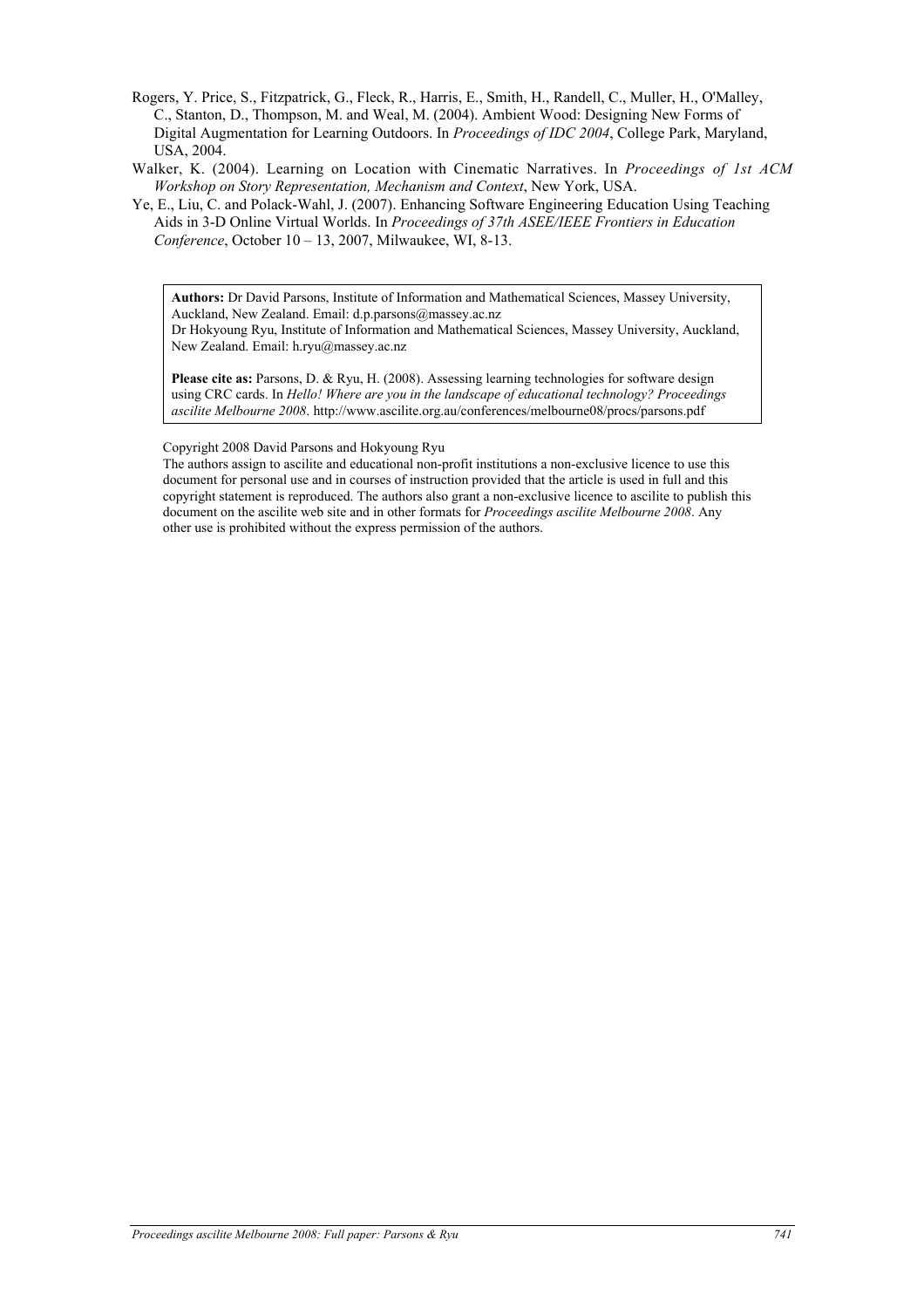Rogers, Y. Price, S., Fitzpatrick, G., Fleck, R., Harris, E., Smith, H., Randell, C., Muller, H., O'Malley, C., Stanton, D., Thompson, M. and Weal, M. (2004). Ambient Wood: Designing New Forms of Digital Augmentation for Learning Outdoors. In *Proceedings of IDC 2004*, College Park, Maryland, USA, 2004.

Walker, K. (2004). Learning on Location with Cinematic Narratives. In *Proceedings of 1st ACM Workshop on Story Representation, Mechanism and Context*, New York, USA.

Ye, E., Liu, C. and Polack-Wahl, J. (2007). Enhancing Software Engineering Education Using Teaching Aids in 3-D Online Virtual Worlds. In *Proceedings of 37th ASEE/IEEE Frontiers in Education Conference*, October 10 – 13, 2007, Milwaukee, WI, 8-13.

**Authors:** Dr David Parsons, Institute of Information and Mathematical Sciences, Massey University, Auckland, New Zealand. Email: d.p.parsons@massey.ac.nz
Dr Hokyoung Ryu, Institute of Information and Mathematical Sciences, Massey University, Auckland, New Zealand. Email: h.ryu@massey.ac.nz

**Please cite as:** Parsons, D. & Ryu, H. (2008). Assessing learning technologies for software design using CRC cards. In *Hello! Where are you in the landscape of educational technology? Proceedings ascilite Melbourne 2008*. http://www.ascilite.org.au/conferences/melbourne08/procs/parsons.pdf

Copyright 2008 David Parsons and Hokyoung Ryu

The authors assign to ascilite and educational non-profit institutions a non-exclusive licence to use this document for personal use and in courses of instruction provided that the article is used in full and this copyright statement is reproduced. The authors also grant a non-exclusive licence to ascilite to publish this document on the ascilite web site and in other formats for *Proceedings ascilite Melbourne 2008*. Any other use is prohibited without the express permission of the authors.